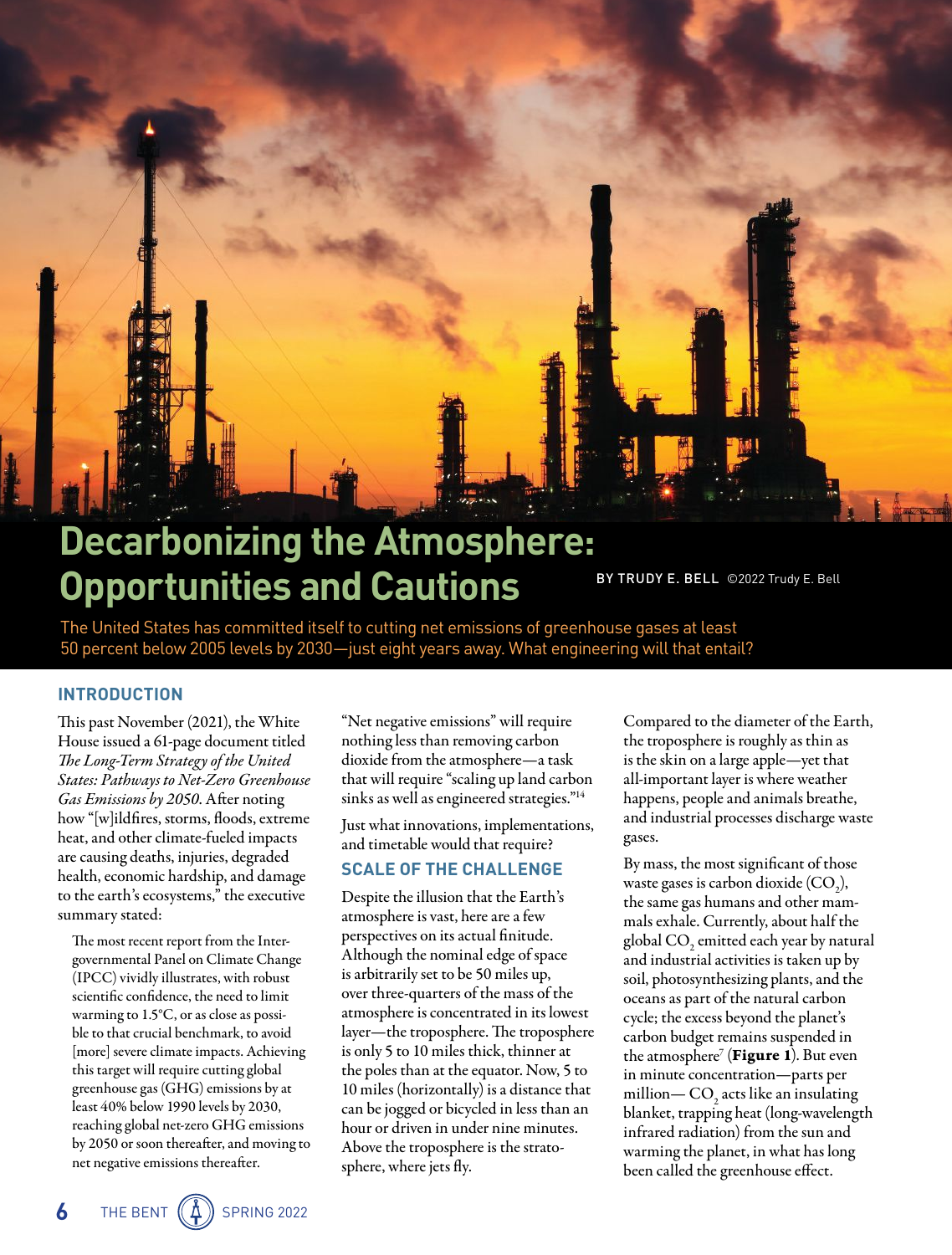# Decarbonizing the Atmosphere: Opportunities and Cautions

BY TRUDY E. BELL ©2022 Trudy E. Bell

The United States has committed itself to cutting net emissions of greenhouse gases at least 50 percent below 2005 levels by 2030—just eight years away. What engineering will that entail?

## INTRODUCTION

This past November (2021), the White House issued a 61-page document titled *The Long-Term Strategy of the United States: Pathways to Net-Zero Greenhouse Gas Emissions by 2050.* After noting how "[w]ildfires, storms, floods, extreme heat, and other climate-fueled impacts are causing deaths, injuries, degraded health, economic hardship, and damage to the earth's ecosystems," the executive summary stated:

> The most recent report from the Intergovernmental Panel on Climate Change (IPCC) vividly illustrates, with robust scientific confidence, the need to limit warming to 1.5°C, or as close as possible to that crucial benchmark, to avoid [more] severe climate impacts. Achieving this target will require cutting global greenhouse gas (GHG) emissions by at least 40% below 1990 levels by 2030, reaching global net-zero GHG emissions by 2050 or soon thereafter, and moving to net negative emissions thereafter.

"Net negative emissions" will require nothing less than removing carbon dioxide from the atmosphere—a task that will require "scaling up land carbon sinks as well as engineered strategies."[14]

Just what innovations, implementations, and timetable would that require?

## SCALE OF THE CHALLENGE

Despite the illusion that the Earth's atmosphere is vast, here are a few perspectives on its actual finitude. Although the nominal edge of space is arbitrarily set to be 50 miles up, over three-quarters of the mass of the atmosphere is concentrated in its lowest layer—the troposphere. The troposphere is only 5 to 10 miles thick, thinner at the poles than at the equator. Now, 5 to 10 miles (horizontally) is a distance that can be jogged or bicycled in less than an hour or driven in under nine minutes. Above the troposphere is the stratosphere, where jets fly.

Compared to the diameter of the Earth, the troposphere is roughly as thin as is the skin on a large apple—yet that all-important layer is where weather happens, people and animals breathe, and industrial processes discharge waste gases.

By mass, the most significant of those waste gases is carbon dioxide ($CO_2$), the same gas humans and other mammals exhale. Currently, about half the global $CO_2$ emitted each year by natural and industrial activities is taken up by soil, photosynthesizing plants, and the oceans as part of the natural carbon cycle; the excess beyond the planet's carbon budget remains suspended in the atmosphere[7] (**Figure 1**). But even in minute concentration—parts per million— $CO_2$ acts like an insulating blanket, trapping heat (long-wavelength infrared radiation) from the sun and warming the planet, in what has long been called the greenhouse effect.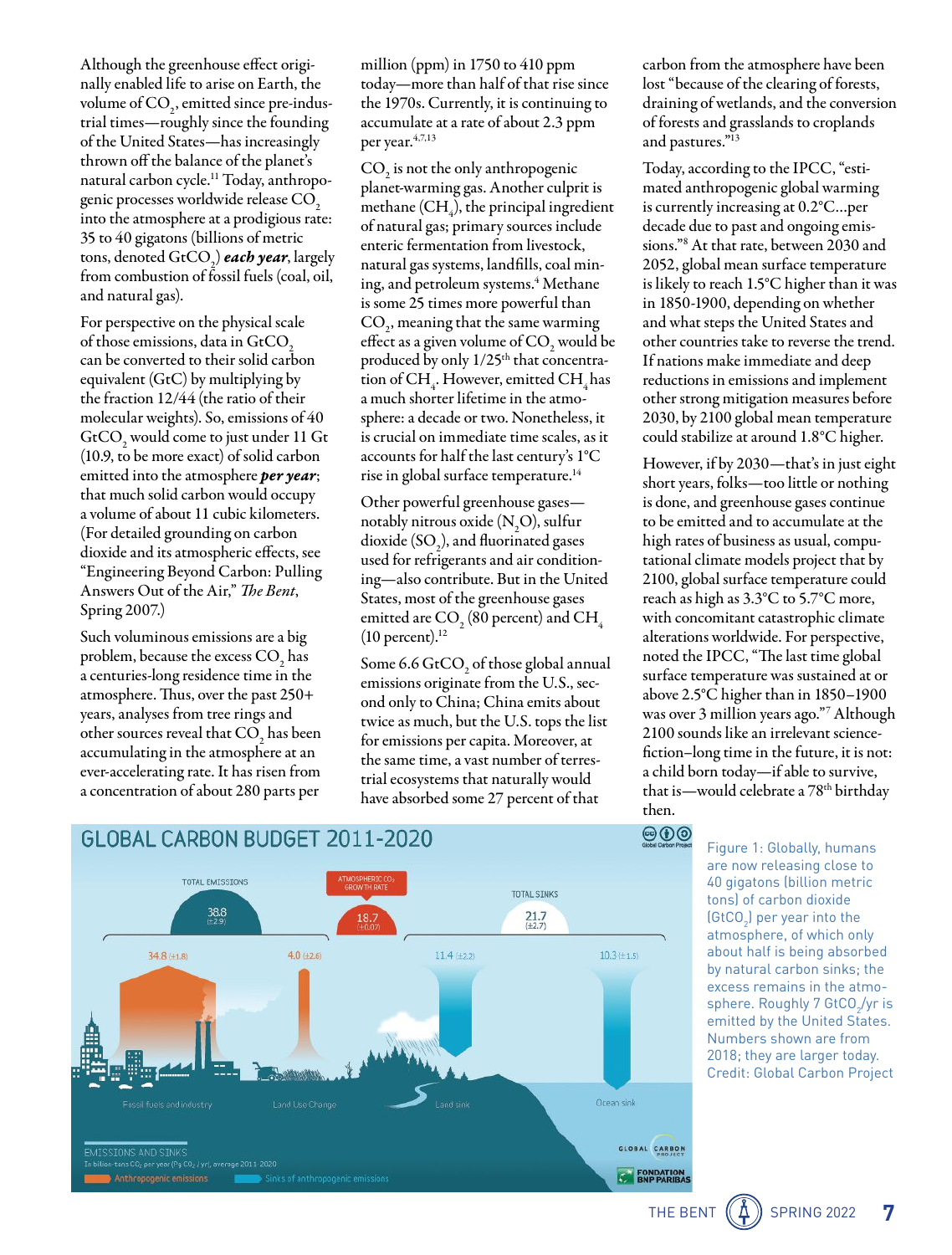Although the greenhouse effect originally enabled life to arise on Earth, the volume of $CO_2$, emitted since pre-industrial times—roughly since the founding of the United States—has increasingly thrown off the balance of the planet's natural carbon cycle.[11] Today, anthropogenic processes worldwide release $CO_2$ into the atmosphere at a prodigious rate: 35 to 40 gigatons (billions of metric tons, denoted $GtCO_2$) ***each year***, largely from combustion of fossil fuels (coal, oil, and natural gas).

For perspective on the physical scale of those emissions, data in $GtCO_2$ can be converted to their solid carbon equivalent (GtC) by multiplying by the fraction 12/44 (the ratio of their molecular weights). So, emissions of 40 $GtCO_2$ would come to just under 11 Gt (10.9, to be more exact) of solid carbon emitted into the atmosphere ***per year***; that much solid carbon would occupy a volume of about 11 cubic kilometers. (For detailed grounding on carbon dioxide and its atmospheric effects, see "Engineering Beyond Carbon: Pulling Answers Out of the Air," *The Bent*, Spring 2007.)

Such voluminous emissions are a big problem, because the excess $CO_2$ has a centuries-long residence time in the atmosphere. Thus, over the past 250+ years, analyses from tree rings and other sources reveal that $CO_2$ has been accumulating in the atmosphere at an ever-accelerating rate. It has risen from a concentration of about 280 parts per million (ppm) in 1750 to 410 ppm today—more than half of that rise since the 1970s. Currently, it is continuing to accumulate at a rate of about 2.3 ppm per year.[4,7,13]

$CO_2$ is not the only anthropogenic planet-warming gas. Another culprit is methane ($CH_4$), the principal ingredient of natural gas; primary sources include enteric fermentation from livestock, natural gas systems, landfills, coal mining, and petroleum systems.[4] Methane is some 25 times more powerful than $CO_2$, meaning that the same warming effect as a given volume of $CO_2$ would be produced by only 1/25th that concentration of $CH_4$. However, emitted $CH_4$ has a much shorter lifetime in the atmosphere: a decade or two. Nonetheless, it is crucial on immediate time scales, as it accounts for half the last century's 1°C rise in global surface temperature.[14]

Other powerful greenhouse gases—notably nitrous oxide ($N_2O$), sulfur dioxide ($SO_2$), and fluorinated gases used for refrigerants and air conditioning—also contribute. But in the United States, most of the greenhouse gases emitted are $CO_2$ (80 percent) and $CH_4$ (10 percent).[12]

Some 6.6 $GtCO_2$ of those global annual emissions originate from the U.S., second only to China; China emits about twice as much, but the U.S. tops the list for emissions per capita. Moreover, at the same time, a vast number of terrestrial ecosystems that naturally would have absorbed some 27 percent of that carbon from the atmosphere have been lost "because of the clearing of forests, draining of wetlands, and the conversion of forests and grasslands to croplands and pastures."[13]

Today, according to the IPCC, "estimated anthropogenic global warming is currently increasing at 0.2°C...per decade due to past and ongoing emissions."[8] At that rate, between 2030 and 2052, global mean surface temperature is likely to reach 1.5°C higher than it was in 1850-1900, depending on whether and what steps the United States and other countries take to reverse the trend. If nations make immediate and deep reductions in emissions and implement other strong mitigation measures before 2030, by 2100 global mean temperature could stabilize at around 1.8°C higher.

However, if by 2030—that's in just eight short years, folks—too little or nothing is done, and greenhouse gases continue to be emitted and to accumulate at the high rates of business as usual, computational climate models project that by 2100, global surface temperature could reach as high as 3.3°C to 5.7°C more, with concomitant catastrophic climate alterations worldwide. For perspective, noted the IPCC, "The last time global surface temperature was sustained at or above 2.5°C higher than in 1850–1900 was over 3 million years ago."[7] Although 2100 sounds like an irrelevant science-fiction–long time in the future, it is not: a child born today—if able to survive, that is—would celebrate a 78th birthday then.

Figure 1: Globally, humans are now releasing close to 40 gigatons (billion metric tons) of carbon dioxide ($GtCO_2$) per year into the atmosphere, of which only about half is being absorbed by natural carbon sinks; the excess remains in the atmosphere. Roughly 7 $GtCO_2$/yr is emitted by the United States. Numbers shown are from 2018; they are larger today. Credit: Global Carbon Project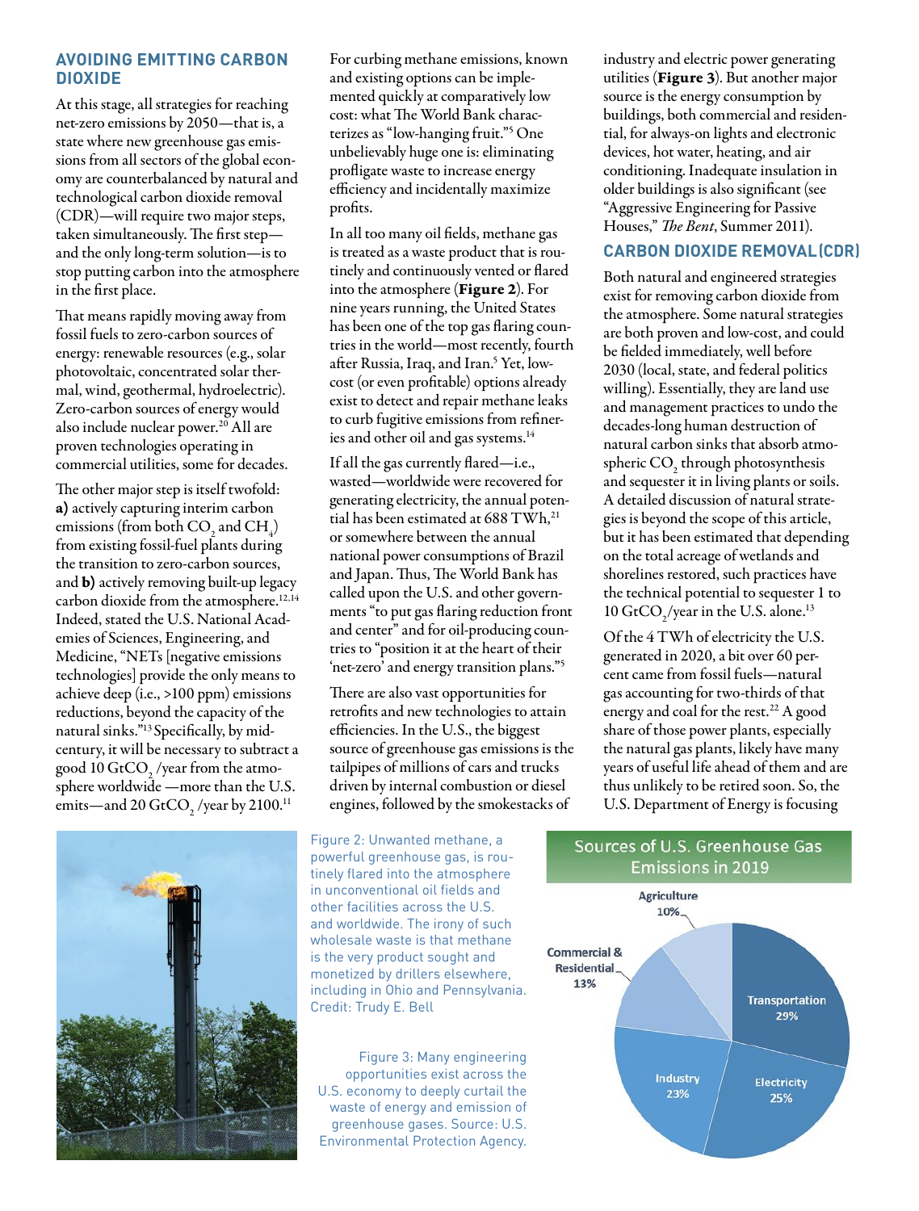## AVOIDING EMITTING CARBON DIOXIDE

At this stage, all strategies for reaching net-zero emissions by 2050—that is, a state where new greenhouse gas emissions from all sectors of the global economy are counterbalanced by natural and technological carbon dioxide removal (CDR)—will require two major steps, taken simultaneously. The first step—and the only long-term solution—is to stop putting carbon into the atmosphere in the first place.

That means rapidly moving away from fossil fuels to zero-carbon sources of energy: renewable resources (e.g., solar photovoltaic, concentrated solar thermal, wind, geothermal, hydroelectric). Zero-carbon sources of energy would also include nuclear power.[20] All are proven technologies operating in commercial utilities, some for decades.

The other major step is itself twofold: **a)** actively capturing interim carbon emissions (from both $CO_2$ and $CH_4$) from existing fossil-fuel plants during the transition to zero-carbon sources, and **b)** actively removing built-up legacy carbon dioxide from the atmosphere.[12,14] Indeed, stated the U.S. National Academies of Sciences, Engineering, and Medicine, "NETs [negative emissions technologies] provide the only means to achieve deep (i.e., >100 ppm) emissions reductions, beyond the capacity of the natural sinks."[13] Specifically, by mid-century, it will be necessary to subtract a good 10 $GtCO_2$ /year from the atmosphere worldwide —more than the U.S. emits—and 20 $GtCO_2$ /year by 2100.[11]

For curbing methane emissions, known and existing options can be implemented quickly at comparatively low cost: what The World Bank characterizes as "low-hanging fruit."[5] One unbelievably huge one is: eliminating profligate waste to increase energy efficiency and incidentally maximize profits.

In all too many oil fields, methane gas is treated as a waste product that is routinely and continuously vented or flared into the atmosphere (**Figure 2**). For nine years running, the United States has been one of the top gas flaring countries in the world—most recently, fourth after Russia, Iraq, and Iran.[5] Yet, low-cost (or even profitable) options already exist to detect and repair methane leaks to curb fugitive emissions from refineries and other oil and gas systems.[14]

If all the gas currently flared—i.e., wasted—worldwide were recovered for generating electricity, the annual potential has been estimated at 688 TWh,[21] or somewhere between the annual national power consumptions of Brazil and Japan. Thus, The World Bank has called upon the U.S. and other governments "to put gas flaring reduction front and center" and for oil-producing countries to "position it at the heart of their 'net-zero' and energy transition plans."[5]

There are also vast opportunities for retrofits and new technologies to attain efficiencies. In the U.S., the biggest source of greenhouse gas emissions is the tailpipes of millions of cars and trucks driven by internal combustion or diesel engines, followed by the smokestacks of industry and electric power generating utilities (**Figure 3**). But another major source is the energy consumption by buildings, both commercial and residential, for always-on lights and electronic devices, hot water, heating, and air conditioning. Inadequate insulation in older buildings is also significant (see "Aggressive Engineering for Passive Houses," *The Bent*, Summer 2011).

## CARBON DIOXIDE REMOVAL (CDR)

Both natural and engineered strategies exist for removing carbon dioxide from the atmosphere. Some natural strategies are both proven and low-cost, and could be fielded immediately, well before 2030 (local, state, and federal politics willing). Essentially, they are land use and management practices to undo the decades-long human destruction of natural carbon sinks that absorb atmospheric $CO_2$ through photosynthesis and sequester it in living plants or soils. A detailed discussion of natural strategies is beyond the scope of this article, but it has been estimated that depending on the total acreage of wetlands and shorelines restored, such practices have the technical potential to sequester 1 to 10 $GtCO_2$/year in the U.S. alone.[13]

Of the 4 TWh of electricity the U.S. generated in 2020, a bit over 60 percent came from fossil fuels—natural gas accounting for two-thirds of that energy and coal for the rest.[22] A good share of those power plants, especially the natural gas plants, likely have many years of useful life ahead of them and are thus unlikely to be retired soon. So, the U.S. Department of Energy is focusing

Figure 2: Unwanted methane, a powerful greenhouse gas, is routinely flared into the atmosphere in unconventional oil fields and other facilities across the U.S. and worldwide. The irony of such wholesale waste is that methane is the very product sought and monetized by drillers elsewhere, including in Ohio and Pennsylvania. Credit: Trudy E. Bell

**Sources of U.S. Greenhouse Gas Emissions in 2019**

| Source | Share |
|---|---|
| Transportation | 29% |
| Electricity | 25% |
| Industry | 23% |
| Commercial & Residential | 13% |
| Agriculture | 10% |

Figure 3: Many engineering opportunities exist across the U.S. economy to deeply curtail the waste of energy and emission of greenhouse gases. Source: U.S. Environmental Protection Agency.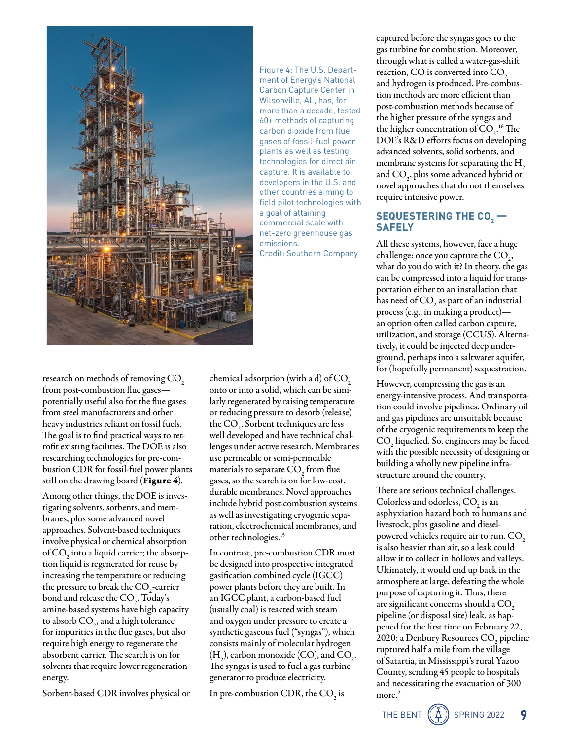Figure 4: The U.S. Department of Energy's National Carbon Capture Center in Wilsonville, AL, has, for more than a decade, tested 60+ methods of capturing carbon dioxide from flue gases of fossil-fuel power plants as well as testing technologies for direct air capture. It is available to developers in the U.S. and other countries aiming to field pilot technologies with a goal of attaining commercial scale with net-zero greenhouse gas emissions.
Credit: Southern Company

research on methods of removing $CO_2$ from post-combustion flue gases—potentially useful also for the flue gases from steel manufacturers and other heavy industries reliant on fossil fuels. The goal is to find practical ways to retrofit existing facilities. The DOE is also researching technologies for pre-combustion CDR for fossil-fuel power plants still on the drawing board (**Figure 4**).

Among other things, the DOE is investigating solvents, sorbents, and membranes, plus some advanced novel approaches. Solvent-based techniques involve physical or chemical absorption of $CO_2$ into a liquid carrier; the absorption liquid is regenerated for reuse by increasing the temperature or reducing the pressure to break the $CO_2$-carrier bond and release the $CO_2$. Today's amine-based systems have high capacity to absorb $CO_2$, and a high tolerance for impurities in the flue gases, but also require high energy to regenerate the absorbent carrier. The search is on for solvents that require lower regeneration energy.

Sorbent-based CDR involves physical or chemical adsorption (with a d) of $CO_2$ onto or into a solid, which can be similarly regenerated by raising temperature or reducing pressure to desorb (release) the $CO_2$. Sorbent techniques are less well developed and have technical challenges under active research. Membranes use permeable or semi-permeable materials to separate $CO_2$ from flue gases, so the search is on for low-cost, durable membranes. Novel approaches include hybrid post-combustion systems as well as investigating cryogenic separation, electrochemical membranes, and other technologies.[15]

In contrast, pre-combustion CDR must be designed into prospective integrated gasification combined cycle (IGCC) power plants before they are built. In an IGCC plant, a carbon-based fuel (usually coal) is reacted with steam and oxygen under pressure to create a synthetic gaseous fuel ("syngas"), which consists mainly of molecular hydrogen ($H_2$), carbon monoxide (CO), and $CO_2$. The syngas is used to fuel a gas turbine generator to produce electricity.

In pre-combustion CDR, the $CO_2$ is captured before the syngas goes to the gas turbine for combustion. Moreover, through what is called a water-gas-shift reaction, CO is converted into $CO_2$ and hydrogen is produced. Pre-combustion methods are more efficient than post-combustion methods because of the higher pressure of the syngas and the higher concentration of $CO_2$.[16] The DOE's R&D efforts focus on developing advanced solvents, solid sorbents, and membrane systems for separating the $H_2$ and $CO_2$, plus some advanced hybrid or novel approaches that do not themselves require intensive power.

## SEQUESTERING THE $CO_2$ — SAFELY

All these systems, however, face a huge challenge: once you capture the $CO_2$, what do you do with it? In theory, the gas can be compressed into a liquid for transportation either to an installation that has need of $CO_2$ as part of an industrial process (e.g., in making a product)—an option often called carbon capture, utilization, and storage (CCUS). Alternatively, it could be injected deep underground, perhaps into a saltwater aquifer, for (hopefully permanent) sequestration.

However, compressing the gas is an energy-intensive process. And transportation could involve pipelines. Ordinary oil and gas pipelines are unsuitable because of the cryogenic requirements to keep the $CO_2$ liquefied. So, engineers may be faced with the possible necessity of designing or building a wholly new pipeline infrastructure around the country.

There are serious technical challenges. Colorless and odorless, $CO_2$ is an asphyxiation hazard both to humans and livestock, plus gasoline and diesel-powered vehicles require air to run. $CO_2$ is also heavier than air, so a leak could allow it to collect in hollows and valleys. Ultimately, it would end up back in the atmosphere at large, defeating the whole purpose of capturing it. Thus, there are significant concerns should a $CO_2$ pipeline (or disposal site) leak, as happened for the first time on February 22, 2020: a Denbury Resources $CO_2$ pipeline ruptured half a mile from the village of Satartia, in Mississippi's rural Yazoo County, sending 45 people to hospitals and necessitating the evacuation of 300 more.[2]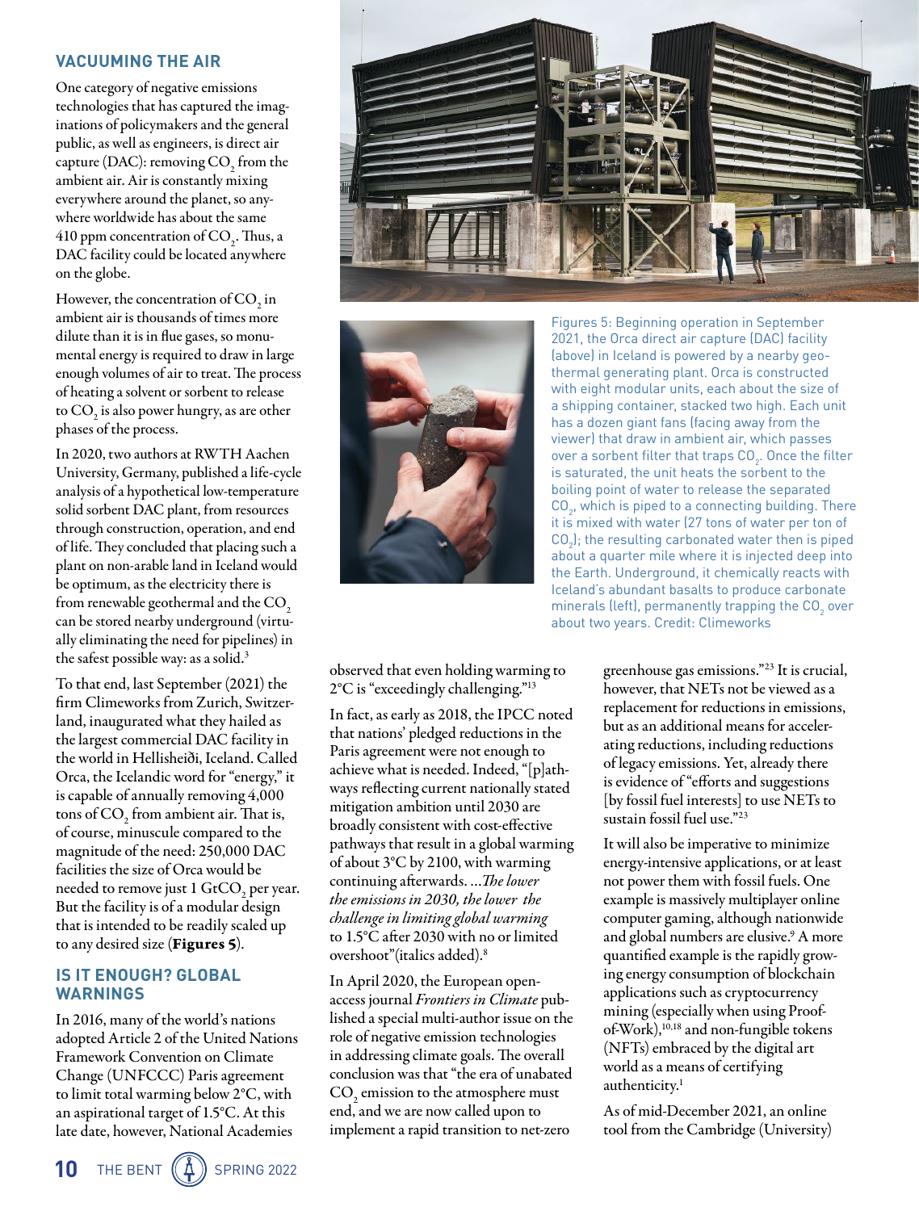## VACUUMING THE AIR

One category of negative emissions technologies that has captured the imaginations of policymakers and the general public, as well as engineers, is direct air capture (DAC): removing $CO_2$ from the ambient air. Air is constantly mixing everywhere around the planet, so anywhere worldwide has about the same 410 ppm concentration of $CO_2$. Thus, a DAC facility could be located anywhere on the globe.

However, the concentration of $CO_2$ in ambient air is thousands of times more dilute than it is in flue gases, so monumental energy is required to draw in large enough volumes of air to treat. The process of heating a solvent or sorbent to release to $CO_2$ is also power hungry, as are other phases of the process.

In 2020, two authors at RWTH Aachen University, Germany, published a life-cycle analysis of a hypothetical low-temperature solid sorbent DAC plant, from resources through construction, operation, and end of life. They concluded that placing such a plant on non-arable land in Iceland would be optimum, as the electricity there is from renewable geothermal and the $CO_2$ can be stored nearby underground (virtually eliminating the need for pipelines) in the safest possible way: as a solid.[3]

To that end, last September (2021) the firm Climeworks from Zurich, Switzerland, inaugurated what they hailed as the largest commercial DAC facility in the world in Hellisheiði, Iceland. Called Orca, the Icelandic word for "energy," it is capable of annually removing 4,000 tons of $CO_2$ from ambient air. That is, of course, minuscule compared to the magnitude of the need: 250,000 DAC facilities the size of Orca would be needed to remove just 1 $GtCO_2$ per year. But the facility is of a modular design that is intended to be readily scaled up to any desired size (**Figures 5**).

Figures 5: Beginning operation in September 2021, the Orca direct air capture (DAC) facility (above) in Iceland is powered by a nearby geothermal generating plant. Orca is constructed with eight modular units, each about the size of a shipping container, stacked two high. Each unit has a dozen giant fans (facing away from the viewer) that draw in ambient air, which passes over a sorbent filter that traps $CO_2$. Once the filter is saturated, the unit heats the sorbent to the boiling point of water to release the separated $CO_2$, which is piped to a connecting building. There it is mixed with water (27 tons of water per ton of $CO_2$); the resulting carbonated water then is piped about a quarter mile where it is injected deep into the Earth. Underground, it chemically reacts with Iceland's abundant basalts to produce carbonate minerals (left), permanently trapping the $CO_2$ over about two years. Credit: Climeworks

## IS IT ENOUGH? GLOBAL WARNINGS

In 2016, many of the world's nations adopted Article 2 of the United Nations Framework Convention on Climate Change (UNFCCC) Paris agreement to limit total warming below 2°C, with an aspirational target of 1.5°C. At this late date, however, National Academies observed that even holding warming to 2°C is "exceedingly challenging."[13]

In fact, as early as 2018, the IPCC noted that nations' pledged reductions in the Paris agreement were not enough to achieve what is needed. Indeed, "[p]athways reflecting current nationally stated mitigation ambition until 2030 are broadly consistent with cost-effective pathways that result in a global warming of about 3°C by 2100, with warming continuing afterwards. …*The lower the emissions in 2030, the lower the challenge in limiting global warming* to 1.5°C after 2030 with no or limited overshoot"(italics added).[8]

In April 2020, the European open-access journal *Frontiers in Climate* published a special multi-author issue on the role of negative emission technologies in addressing climate goals. The overall conclusion was that "the era of unabated $CO_2$ emission to the atmosphere must end, and we are now called upon to implement a rapid transition to net-zero greenhouse gas emissions."[23] It is crucial, however, that NETs not be viewed as a replacement for reductions in emissions, but as an additional means for accelerating reductions, including reductions of legacy emissions. Yet, already there is evidence of "efforts and suggestions [by fossil fuel interests] to use NETs to sustain fossil fuel use."[23]

It will also be imperative to minimize energy-intensive applications, or at least not power them with fossil fuels. One example is massively multiplayer online computer gaming, although nationwide and global numbers are elusive.[9] A more quantified example is the rapidly growing energy consumption of blockchain applications such as cryptocurrency mining (especially when using Proof-of-Work),[10,18] and non-fungible tokens (NFTs) embraced by the digital art world as a means of certifying authenticity.[1]

As of mid-December 2021, an online tool from the Cambridge (University)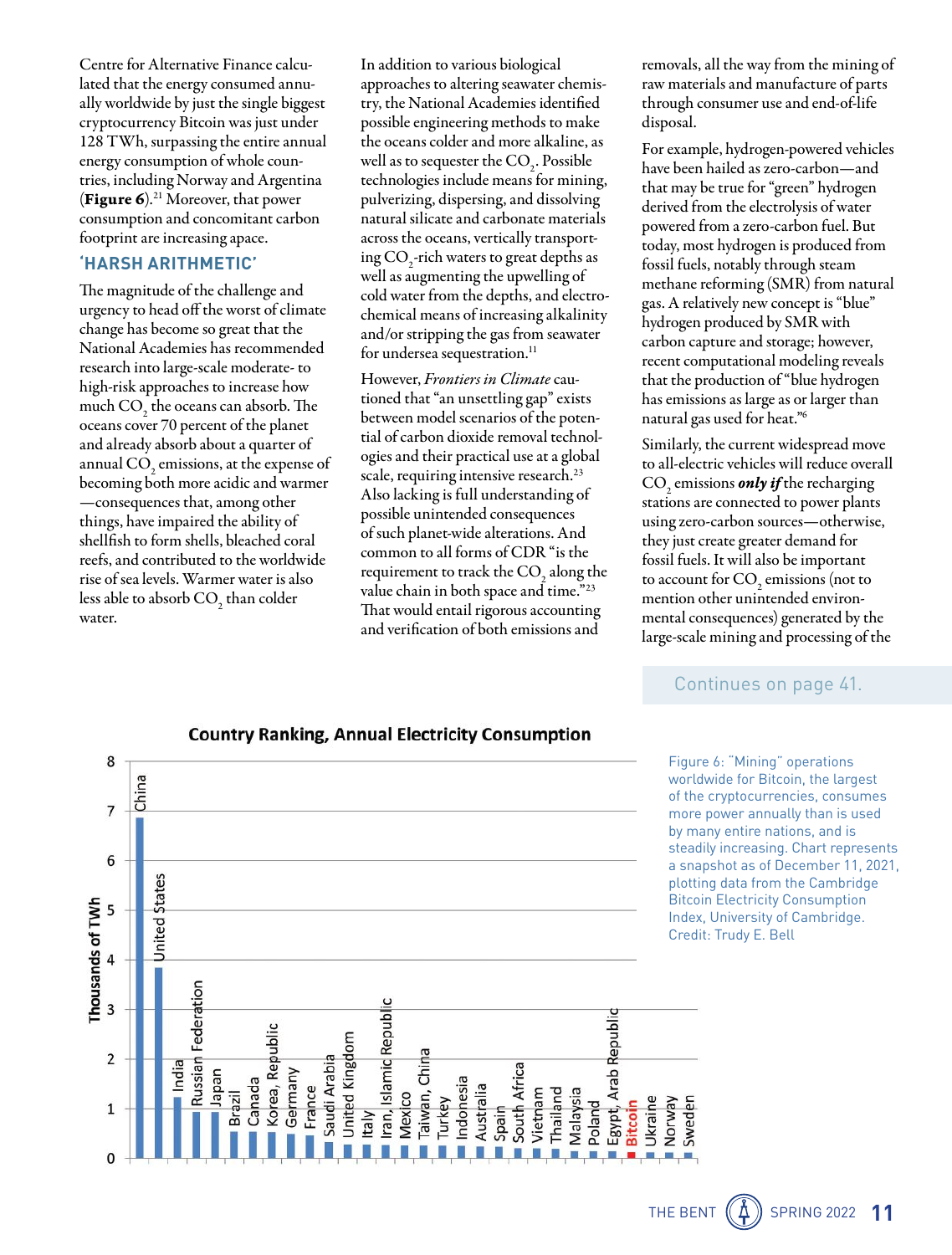Centre for Alternative Finance calculated that the energy consumed annually worldwide by just the single biggest cryptocurrency Bitcoin was just under 128 TWh, surpassing the entire annual energy consumption of whole countries, including Norway and Argentina (**Figure 6**).[21] Moreover, that power consumption and concomitant carbon footprint are increasing apace.

## 'HARSH ARITHMETIC'

The magnitude of the challenge and urgency to head off the worst of climate change has become so great that the National Academies has recommended research into large-scale moderate- to high-risk approaches to increase how much $CO_2$ the oceans can absorb. The oceans cover 70 percent of the planet and already absorb about a quarter of annual $CO_2$ emissions, at the expense of becoming both more acidic and warmer—consequences that, among other things, have impaired the ability of shellfish to form shells, bleached coral reefs, and contributed to the worldwide rise of sea levels. Warmer water is also less able to absorb $CO_2$ than colder water.

In addition to various biological approaches to altering seawater chemistry, the National Academies identified possible engineering methods to make the oceans colder and more alkaline, as well as to sequester the $CO_2$. Possible technologies include means for mining, pulverizing, dispersing, and dissolving natural silicate and carbonate materials across the oceans, vertically transporting $CO_2$-rich waters to great depths as well as augmenting the upwelling of cold water from the depths, and electrochemical means of increasing alkalinity and/or stripping the gas from seawater for undersea sequestration.[11]

However, *Frontiers in Climate* cautioned that "an unsettling gap" exists between model scenarios of the potential of carbon dioxide removal technologies and their practical use at a global scale, requiring intensive research.[23] Also lacking is full understanding of possible unintended consequences of such planet-wide alterations. And common to all forms of CDR "is the requirement to track the $CO_2$ along the value chain in both space and time."[23] That would entail rigorous accounting and verification of both emissions and removals, all the way from the mining of raw materials and manufacture of parts through consumer use and end-of-life disposal.

For example, hydrogen-powered vehicles have been hailed as zero-carbon—and that may be true for "green" hydrogen derived from the electrolysis of water powered from a zero-carbon fuel. But today, most hydrogen is produced from fossil fuels, notably through steam methane reforming (SMR) from natural gas. A relatively new concept is "blue" hydrogen produced by SMR with carbon capture and storage; however, recent computational modeling reveals that the production of "blue hydrogen has emissions as large as or larger than natural gas used for heat."[6]

Similarly, the current widespread move to all-electric vehicles will reduce overall $CO_2$ emissions ***only if*** the recharging stations are connected to power plants using zero-carbon sources—otherwise, they just create greater demand for fossil fuels. It will also be important to account for $CO_2$ emissions (not to mention other unintended environmental consequences) generated by the large-scale mining and processing of the

Continues on page 41.

**Country Ranking, Annual Electricity Consumption**

| Country | Thousands of TWh (approx.) |
|---|---|
| China | 6.9 |
| United States | 3.85 |
| India | 1.25 |
| Russian Federation | 0.95 |
| Japan | 0.95 |
| Brazil | 0.55 |
| Canada | 0.55 |
| Korea, Republic | 0.55 |
| Germany | 0.5 |
| France | 0.45 |
| Saudi Arabia | 0.3 |
| United Kingdom | 0.3 |
| Italy | 0.3 |
| Iran, Islamic Republic | 0.3 |
| Mexico | 0.28 |
| Taiwan, China | 0.26 |
| Turkey | 0.25 |
| Indonesia | 0.24 |
| Australia | 0.23 |
| Spain | 0.23 |
| South Africa | 0.2 |
| Vietnam | 0.2 |
| Thailand | 0.18 |
| Malaysia | 0.15 |
| Poland | 0.15 |
| Egypt, Arab Republic | 0.14 |
| Bitcoin | 0.13 |
| Ukraine | 0.12 |
| Norway | 0.12 |
| Sweden | 0.12 |

Figure 6: "Mining" operations worldwide for Bitcoin, the largest of the cryptocurrencies, consumes more power annually than is used by many entire nations, and is steadily increasing. Chart represents a snapshot as of December 11, 2021, plotting data from the Cambridge Bitcoin Electricity Consumption Index, University of Cambridge. Credit: Trudy E. Bell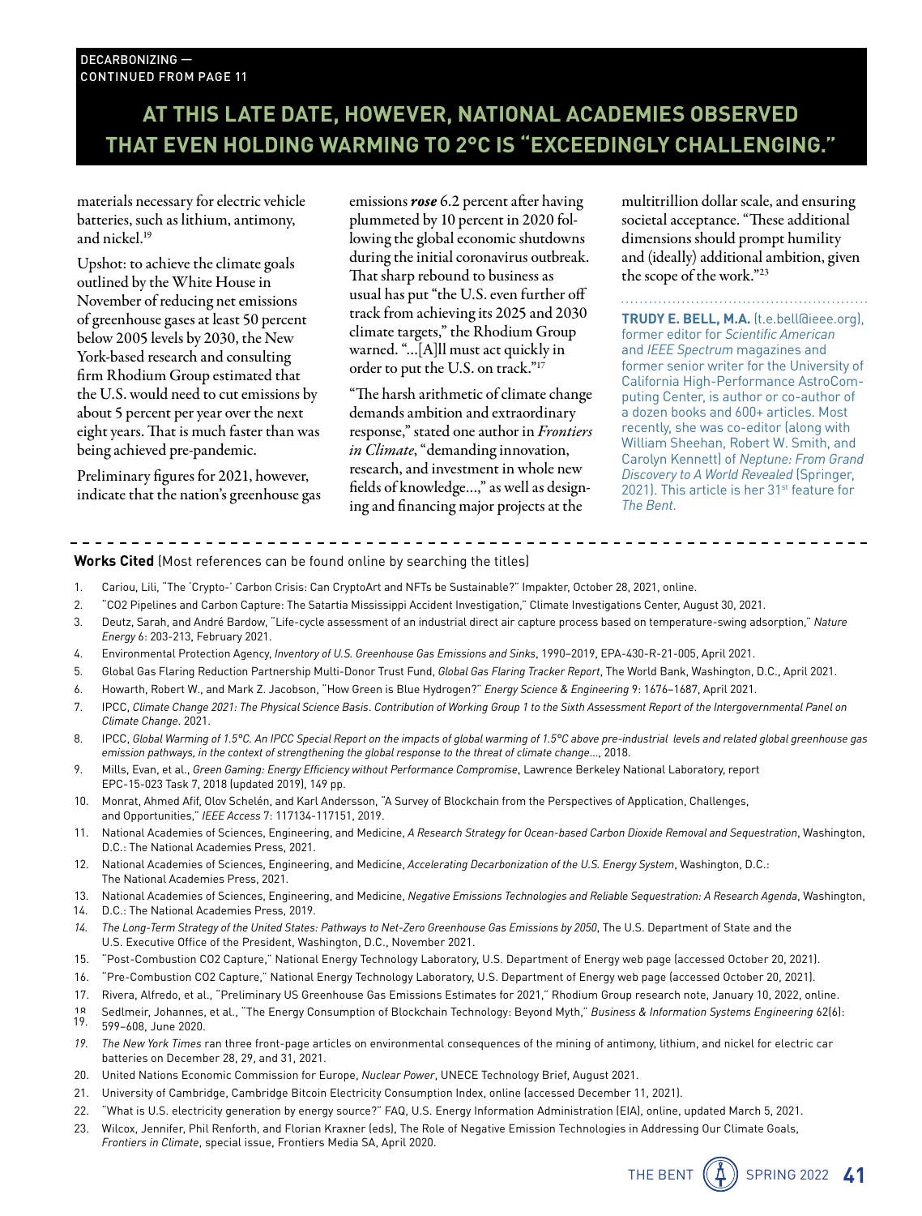DECARBONIZING — CONTINUED FROM PAGE 11

## AT THIS LATE DATE, HOWEVER, NATIONAL ACADEMIES OBSERVED THAT EVEN HOLDING WARMING TO 2°C IS "EXCEEDINGLY CHALLENGING."

materials necessary for electric vehicle batteries, such as lithium, antimony, and nickel.[19]

Upshot: to achieve the climate goals outlined by the White House in November of reducing net emissions of greenhouse gases at least 50 percent below 2005 levels by 2030, the New York-based research and consulting firm Rhodium Group estimated that the U.S. would need to cut emissions by about 5 percent per year over the next eight years. That is much faster than was being achieved pre-pandemic.

Preliminary figures for 2021, however, indicate that the nation's greenhouse gas emissions ***rose*** 6.2 percent after having plummeted by 10 percent in 2020 following the global economic shutdowns during the initial coronavirus outbreak. That sharp rebound to business as usual has put "the U.S. even further off track from achieving its 2025 and 2030 climate targets," the Rhodium Group warned. "...[A]ll must act quickly in order to put the U.S. on track."[17]

"The harsh arithmetic of climate change demands ambition and extraordinary response," stated one author in *Frontiers in Climate*, "demanding innovation, research, and investment in whole new fields of knowledge...," as well as designing and financing major projects at the multitrillion dollar scale, and ensuring societal acceptance. "These additional dimensions should prompt humility and (ideally) additional ambition, given the scope of the work."[23]

**TRUDY E. BELL, M.A.** (t.e.bell@ieee.org), former editor for *Scientific American* and *IEEE Spectrum* magazines and former senior writer for the University of California High-Performance AstroComputing Center, is author or co-author of a dozen books and 600+ articles. Most recently, she was co-editor (along with William Sheehan, Robert W. Smith, and Carolyn Kennett) of *Neptune: From Grand Discovery to A World Revealed* (Springer, 2021). This article is her 31st feature for *The Bent*.

**Works Cited** (Most references can be found online by searching the titles)

1. Cariou, Lili, "The 'Crypto-' Carbon Crisis: Can CryptoArt and NFTs be Sustainable?" Impakter, October 28, 2021, online.
2. "CO2 Pipelines and Carbon Capture: The Satartia Mississippi Accident Investigation," Climate Investigations Center, August 30, 2021.
3. Deutz, Sarah, and André Bardow, "Life-cycle assessment of an industrial direct air capture process based on temperature-swing adsorption," *Nature Energy* 6: 203-213, February 2021.
4. Environmental Protection Agency, *Inventory of U.S. Greenhouse Gas Emissions and Sinks*, 1990–2019, EPA-430-R-21-005, April 2021.
5. Global Gas Flaring Reduction Partnership Multi-Donor Trust Fund, *Global Gas Flaring Tracker Report*, The World Bank, Washington, D.C., April 2021.
6. Howarth, Robert W., and Mark Z. Jacobson, "How Green is Blue Hydrogen?" *Energy Science & Engineering* 9: 1676–1687, April 2021.
7. IPCC, *Climate Change 2021: The Physical Science Basis. Contribution of Working Group 1 to the Sixth Assessment Report of the Intergovernmental Panel on Climate Change*. 2021.
8. IPCC, *Global Warming of 1.5°C. An IPCC Special Report on the impacts of global warming of 1.5°C above pre-industrial levels and related global greenhouse gas emission pathways, in the context of strengthening the global response to the threat of climate change...*, 2018.
9. Mills, Evan, et al., *Green Gaming: Energy Efficiency without Performance Compromise*, Lawrence Berkeley National Laboratory, report EPC-15-023 Task 7, 2018 (updated 2019), 149 pp.
10. Monrat, Ahmed Afif, Olov Schelén, and Karl Andersson, "A Survey of Blockchain from the Perspectives of Application, Challenges, and Opportunities," *IEEE Access* 7: 117134-117151, 2019.
11. National Academies of Sciences, Engineering, and Medicine, *A Research Strategy for Ocean-based Carbon Dioxide Removal and Sequestration*, Washington, D.C.: The National Academies Press, 2021.
12. National Academies of Sciences, Engineering, and Medicine, *Accelerating Decarbonization of the U.S. Energy System*, Washington, D.C.: The National Academies Press, 2021.
13. National Academies of Sciences, Engineering, and Medicine, *Negative Emissions Technologies and Reliable Sequestration: A Research Agenda*, Washington,
14. D.C.: The National Academies Press, 2019.
14. *The Long-Term Strategy of the United States: Pathways to Net-Zero Greenhouse Gas Emissions by 2050*, The U.S. Department of State and the U.S. Executive Office of the President, Washington, D.C., November 2021.
15. "Post-Combustion CO2 Capture," National Energy Technology Laboratory, U.S. Department of Energy web page (accessed October 20, 2021).
16. "Pre-Combustion CO2 Capture," National Energy Technology Laboratory, U.S. Department of Energy web page (accessed October 20, 2021).
17. Rivera, Alfredo, et al., "Preliminary US Greenhouse Gas Emissions Estimates for 2021," Rhodium Group research note, January 10, 2022, online.
18. Sedlmeir, Johannes, et al., "The Energy Consumption of Blockchain Technology: Beyond Myth," *Business & Information Systems Engineering* 62(6):
19. 599–608, June 2020.
19. *The New York Times* ran three front-page articles on environmental consequences of the mining of antimony, lithium, and nickel for electric car batteries on December 28, 29, and 31, 2021.
20. United Nations Economic Commission for Europe, *Nuclear Power*, UNECE Technology Brief, August 2021.
21. University of Cambridge, Cambridge Bitcoin Electricity Consumption Index, online (accessed December 11, 2021).
22. "What is U.S. electricity generation by energy source?" FAQ, U.S. Energy Information Administration (EIA), online, updated March 5, 2021.
23. Wilcox, Jennifer, Phil Renforth, and Florian Kraxner (eds), The Role of Negative Emission Technologies in Addressing Our Climate Goals, *Frontiers in Climate*, special issue, Frontiers Media SA, April 2020.